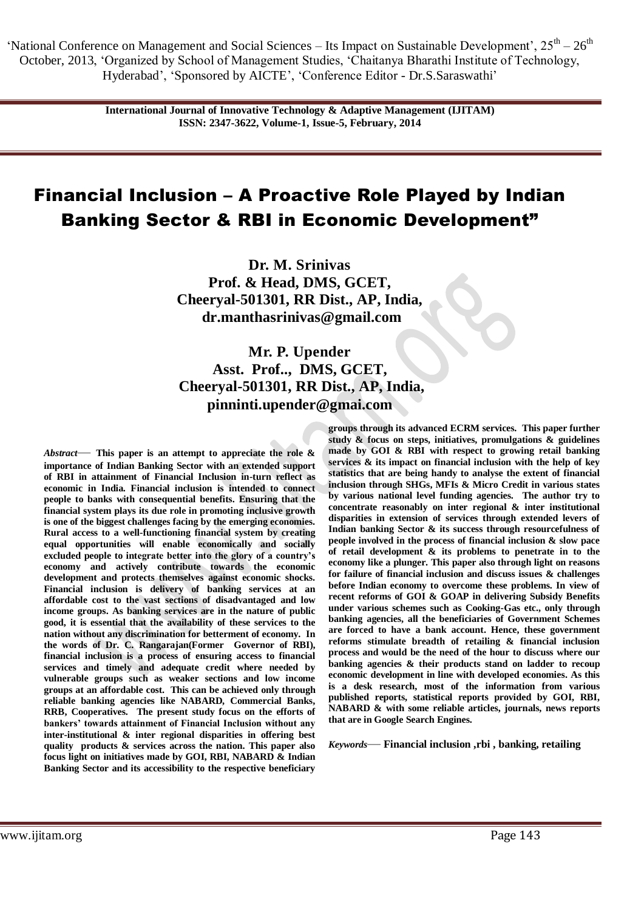# Financial Inclusion – A Proactive Role Played by Indian Banking Sector & RBI in Economic Development"

**Dr. M. Srinivas**
**Prof. & Head, DMS, GCET,**
**Cheeryal-501301, RR Dist., AP, India,**
**dr.manthasrinivas@gmail.com**

**Mr. P. Upender**
**Asst. Prof.., DMS, GCET,**
**Cheeryal-501301, RR Dist., AP, India,**
**pinninti.upender@gmai.com**

***Abstract*— This paper is an attempt to appreciate the role & importance of Indian Banking Sector with an extended support of RBI in attainment of Financial Inclusion in-turn reflect as economic in India. Financial inclusion is intended to connect people to banks with consequential benefits. Ensuring that the financial system plays its due role in promoting inclusive growth is one of the biggest challenges facing by the emerging economies. Rural access to a well-functioning financial system by creating equal opportunities will enable economically and socially excluded people to integrate better into the glory of a country's economy and actively contribute towards the economic development and protects themselves against economic shocks. Financial inclusion is delivery of banking services at an affordable cost to the vast sections of disadvantaged and low income groups. As banking services are in the nature of public good, it is essential that the availability of these services to the nation without any discrimination for betterment of economy. In the words of Dr. C. Rangarajan(Former Governor of RBI), financial inclusion is a process of ensuring access to financial services and timely and adequate credit where needed by vulnerable groups such as weaker sections and low income groups at an affordable cost. This can be achieved only through reliable banking agencies like NABARD, Commercial Banks, RRB, Cooperatives. The present study focus on the efforts of bankers' towards attainment of Financial Inclusion without any inter-institutional & inter regional disparities in offering best quality products & services across the nation. This paper also focus light on initiatives made by GOI, RBI, NABARD & Indian Banking Sector and its accessibility to the respective beneficiary groups through its advanced ECRM services. This paper further study & focus on steps, initiatives, promulgations & guidelines made by GOI & RBI with respect to growing retail banking services & its impact on financial inclusion with the help of key statistics that are being handy to analyse the extent of financial inclusion through SHGs, MFIs & Micro Credit in various states by various national level funding agencies. The author try to concentrate reasonably on inter regional & inter institutional disparities in extension of services through extended levers of Indian banking Sector & its success through resourcefulness of people involved in the process of financial inclusion & slow pace of retail development & its problems to penetrate in to the economy like a plunger. This paper also through light on reasons for failure of financial inclusion and discuss issues & challenges before Indian economy to overcome these problems. In view of recent reforms of GOI & GOAP in delivering Subsidy Benefits under various schemes such as Cooking-Gas etc., only through banking agencies, all the beneficiaries of Government Schemes are forced to have a bank account. Hence, these government reforms stimulate breadth of retailing & financial inclusion process and would be the need of the hour to discuss where our banking agencies & their products stand on ladder to recoup economic development in line with developed economies. As this is a desk research, most of the information from various published reports, statistical reports provided by GOI, RBI, NABARD & with some reliable articles, journals, news reports that are in Google Search Engines.**

***Keywords*— Financial inclusion ,rbi , banking, retailing**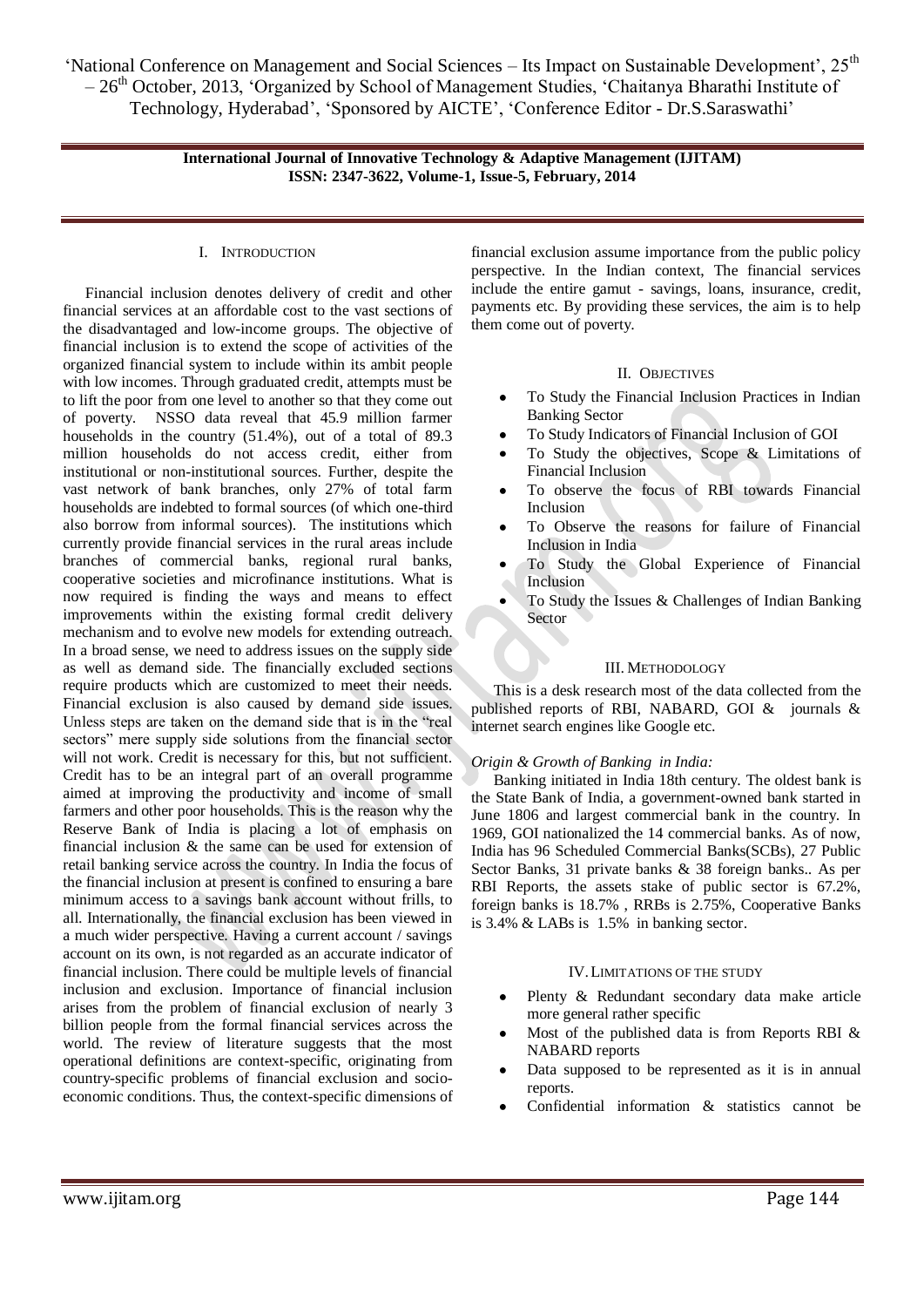## I. Introduction

Financial inclusion denotes delivery of credit and other financial services at an affordable cost to the vast sections of the disadvantaged and low-income groups. The objective of financial inclusion is to extend the scope of activities of the organized financial system to include within its ambit people with low incomes. Through graduated credit, attempts must be to lift the poor from one level to another so that they come out of poverty. NSSO data reveal that 45.9 million farmer households in the country (51.4%), out of a total of 89.3 million households do not access credit, either from institutional or non-institutional sources. Further, despite the vast network of bank branches, only 27% of total farm households are indebted to formal sources (of which one-third also borrow from informal sources). The institutions which currently provide financial services in the rural areas include branches of commercial banks, regional rural banks, cooperative societies and microfinance institutions. What is now required is finding the ways and means to effect improvements within the existing formal credit delivery mechanism and to evolve new models for extending outreach. In a broad sense, we need to address issues on the supply side as well as demand side. The financially excluded sections require products which are customized to meet their needs. Financial exclusion is also caused by demand side issues. Unless steps are taken on the demand side that is in the "real sectors" mere supply side solutions from the financial sector will not work. Credit is necessary for this, but not sufficient. Credit has to be an integral part of an overall programme aimed at improving the productivity and income of small farmers and other poor households. This is the reason why the Reserve Bank of India is placing a lot of emphasis on financial inclusion & the same can be used for extension of retail banking service across the country. In India the focus of the financial inclusion at present is confined to ensuring a bare minimum access to a savings bank account without frills, to all. Internationally, the financial exclusion has been viewed in a much wider perspective. Having a current account / savings account on its own, is not regarded as an accurate indicator of financial inclusion. There could be multiple levels of financial inclusion and exclusion. Importance of financial inclusion arises from the problem of financial exclusion of nearly 3 billion people from the formal financial services across the world. The review of literature suggests that the most operational definitions are context-specific, originating from country-specific problems of financial exclusion and socio-economic conditions. Thus, the context-specific dimensions of financial exclusion assume importance from the public policy perspective. In the Indian context, The financial services include the entire gamut - savings, loans, insurance, credit, payments etc. By providing these services, the aim is to help them come out of poverty.

## II. Objectives

- To Study the Financial Inclusion Practices in Indian Banking Sector
- To Study Indicators of Financial Inclusion of GOI
- To Study the objectives, Scope & Limitations of Financial Inclusion
- To observe the focus of RBI towards Financial Inclusion
- To Observe the reasons for failure of Financial Inclusion in India
- To Study the Global Experience of Financial Inclusion
- To Study the Issues & Challenges of Indian Banking Sector

## III. Methodology

This is a desk research most of the data collected from the published reports of RBI, NABARD, GOI & journals & internet search engines like Google etc.

*Origin & Growth of Banking in India:*

Banking initiated in India 18th century. The oldest bank is the State Bank of India, a government-owned bank started in June 1806 and largest commercial bank in the country. In 1969, GOI nationalized the 14 commercial banks. As of now, India has 96 Scheduled Commercial Banks(SCBs), 27 Public Sector Banks, 31 private banks & 38 foreign banks.. As per RBI Reports, the assets stake of public sector is 67.2%, foreign banks is 18.7% , RRBs is 2.75%, Cooperative Banks is 3.4% & LABs is 1.5% in banking sector.

## IV. Limitations of the Study

- Plenty & Redundant secondary data make article more general rather specific
- Most of the published data is from Reports RBI & NABARD reports
- Data supposed to be represented as it is in annual reports.
- Confidential information & statistics cannot be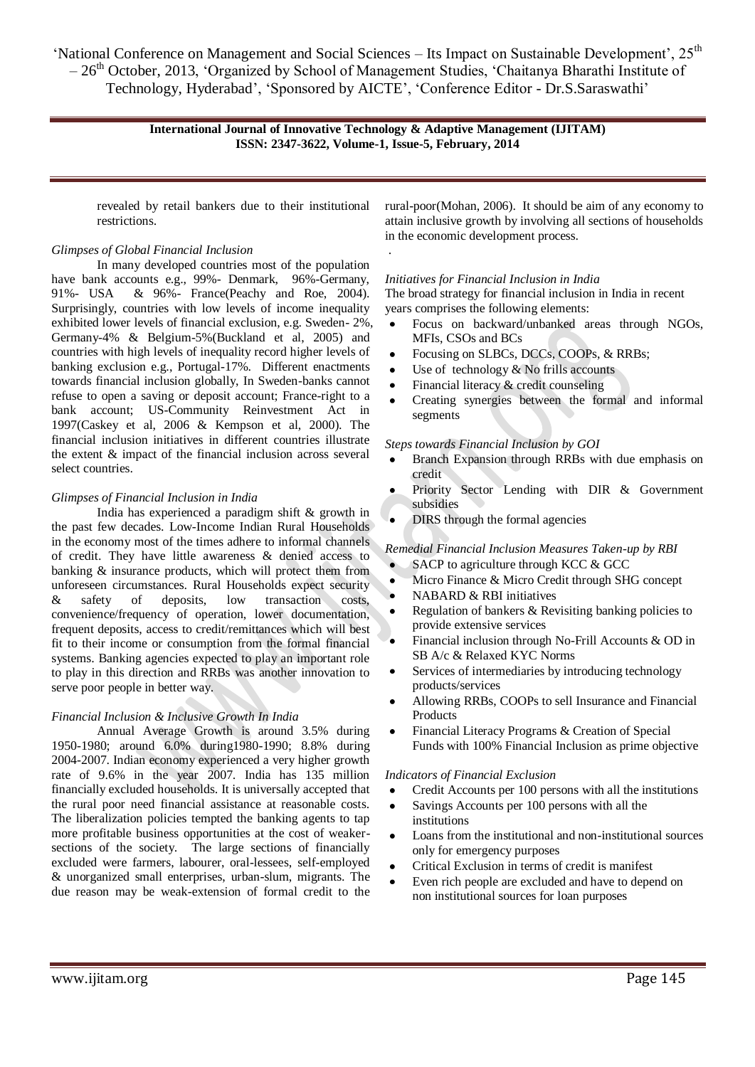revealed by retail bankers due to their institutional restrictions.

*Glimpses of Global Financial Inclusion*

In many developed countries most of the population have bank accounts e.g., 99%- Denmark, 96%-Germany, 91%- USA & 96%- France(Peachy and Roe, 2004). Surprisingly, countries with low levels of income inequality exhibited lower levels of financial exclusion, e.g. Sweden- 2%, Germany-4% & Belgium-5%(Buckland et al, 2005) and countries with high levels of inequality record higher levels of banking exclusion e.g., Portugal-17%. Different enactments towards financial inclusion globally, In Sweden-banks cannot refuse to open a saving or deposit account; France-right to a bank account; US-Community Reinvestment Act in 1997(Caskey et al, 2006 & Kempson et al, 2000). The financial inclusion initiatives in different countries illustrate the extent & impact of the financial inclusion across several select countries.

*Glimpses of Financial Inclusion in India*

India has experienced a paradigm shift & growth in the past few decades. Low-Income Indian Rural Households in the economy most of the times adhere to informal channels of credit. They have little awareness & denied access to banking & insurance products, which will protect them from unforeseen circumstances. Rural Households expect security & safety of deposits, low transaction costs, convenience/frequency of operation, lower documentation, frequent deposits, access to credit/remittances which will best fit to their income or consumption from the formal financial systems. Banking agencies expected to play an important role to play in this direction and RRBs was another innovation to serve poor people in better way.

*Financial Inclusion & Inclusive Growth In India*

Annual Average Growth is around 3.5% during 1950-1980; around 6.0% during1980-1990; 8.8% during 2004-2007. Indian economy experienced a very higher growth rate of 9.6% in the year 2007. India has 135 million financially excluded households. It is universally accepted that the rural poor need financial assistance at reasonable costs. The liberalization policies tempted the banking agents to tap more profitable business opportunities at the cost of weaker-sections of the society. The large sections of financially excluded were farmers, labourer, oral-lessees, self-employed & unorganized small enterprises, urban-slum, migrants. The due reason may be weak-extension of formal credit to the rural-poor(Mohan, 2006). It should be aim of any economy to attain inclusive growth by involving all sections of households in the economic development process.

*Initiatives for Financial Inclusion in India*

The broad strategy for financial inclusion in India in recent years comprises the following elements:

- Focus on backward/unbanked areas through NGOs, MFIs, CSOs and BCs
- Focusing on SLBCs, DCCs, COOPs, & RRBs;
- Use of technology & No frills accounts
- Financial literacy & credit counseling
- Creating synergies between the formal and informal segments

*Steps towards Financial Inclusion by GOI*

- Branch Expansion through RRBs with due emphasis on credit
- Priority Sector Lending with DIR & Government subsidies
- DIRS through the formal agencies

*Remedial Financial Inclusion Measures Taken-up by RBI*

- SACP to agriculture through KCC & GCC
- Micro Finance & Micro Credit through SHG concept
- NABARD & RBI initiatives
- Regulation of bankers & Revisiting banking policies to provide extensive services
- Financial inclusion through No-Frill Accounts & OD in SB A/c & Relaxed KYC Norms
- Services of intermediaries by introducing technology products/services
- Allowing RRBs, COOPs to sell Insurance and Financial Products
- Financial Literacy Programs & Creation of Special Funds with 100% Financial Inclusion as prime objective

*Indicators of Financial Exclusion*

- Credit Accounts per 100 persons with all the institutions
- Savings Accounts per 100 persons with all the institutions
- Loans from the institutional and non-institutional sources only for emergency purposes
- Critical Exclusion in terms of credit is manifest
- Even rich people are excluded and have to depend on non institutional sources for loan purposes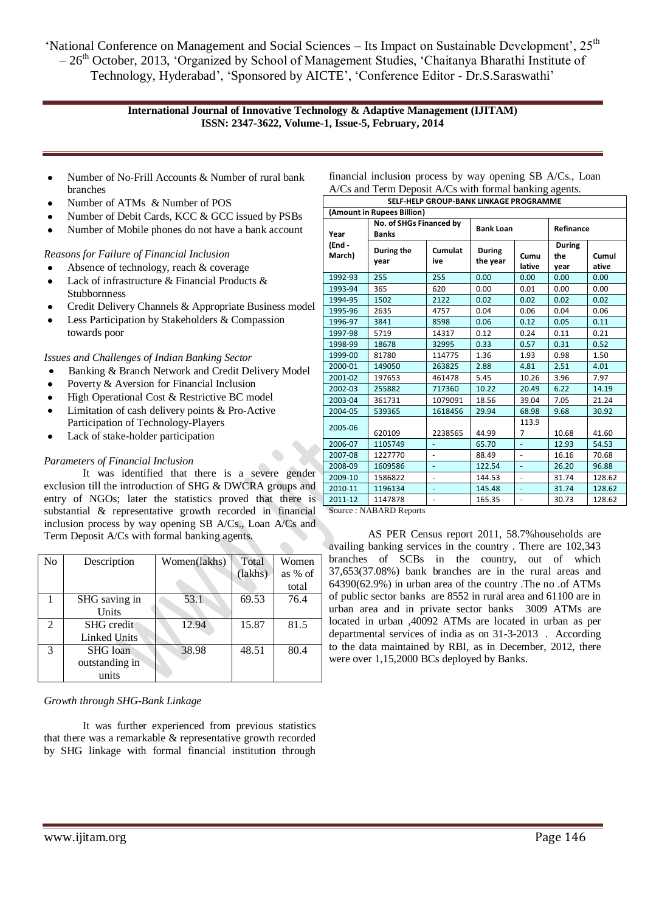- Number of No-Frill Accounts & Number of rural bank branches
- Number of ATMs & Number of POS
- Number of Debit Cards, KCC & GCC issued by PSBs
- Number of Mobile phones do not have a bank account

*Reasons for Failure of Financial Inclusion*

- Absence of technology, reach & coverage
- Lack of infrastructure & Financial Products & Stubbornness
- Credit Delivery Channels & Appropriate Business model
- Less Participation by Stakeholders & Compassion towards poor

*Issues and Challenges of Indian Banking Sector*

- Banking & Branch Network and Credit Delivery Model
- Poverty & Aversion for Financial Inclusion
- High Operational Cost & Restrictive BC model
- Limitation of cash delivery points & Pro-Active Participation of Technology-Players
- Lack of stake-holder participation

*Parameters of Financial Inclusion*

It was identified that there is a severe gender exclusion till the introduction of SHG & DWCRA groups and entry of NGOs; later the statistics proved that there is substantial & representative growth recorded in financial inclusion process by way opening SB A/Cs., Loan A/Cs and Term Deposit A/Cs with formal banking agents.

| No | Description | Women(lakhs) | Total (lakhs) | Women as % of total |
|---|---|---|---|---|
| 1 | SHG saving in Units | 53.1 | 69.53 | 76.4 |
| 2 | SHG credit Linked Units | 12.94 | 15.87 | 81.5 |
| 3 | SHG loan outstanding in units | 38.98 | 48.51 | 80.4 |

*Growth through SHG-Bank Linkage*

It was further experienced from previous statistics that there was a remarkable & representative growth recorded by SHG linkage with formal financial institution through financial inclusion process by way opening SB A/Cs., Loan A/Cs and Term Deposit A/Cs with formal banking agents.

| SELF-HELP GROUP-BANK LINKAGE PROGRAMME | | | | | | |
|---|---|---|---|---|---|---|
| (Amount in Rupees Billion) | | | | | | |
| Year (End - March) | No. of SHGs Financed by Banks | | Bank Loan | | Refinance | |
| | During the year | Cumulative | During the year | Cumulative | During the year | Cumulative |
| 1992-93 | 255 | 255 | 0.00 | 0.00 | 0.00 | 0.00 |
| 1993-94 | 365 | 620 | 0.00 | 0.01 | 0.00 | 0.00 |
| 1994-95 | 1502 | 2122 | 0.02 | 0.02 | 0.02 | 0.02 |
| 1995-96 | 2635 | 4757 | 0.04 | 0.06 | 0.04 | 0.06 |
| 1996-97 | 3841 | 8598 | 0.06 | 0.12 | 0.05 | 0.11 |
| 1997-98 | 5719 | 14317 | 0.12 | 0.24 | 0.11 | 0.21 |
| 1998-99 | 18678 | 32995 | 0.33 | 0.57 | 0.31 | 0.52 |
| 1999-00 | 81780 | 114775 | 1.36 | 1.93 | 0.98 | 1.50 |
| 2000-01 | 149050 | 263825 | 2.88 | 4.81 | 2.51 | 4.01 |
| 2001-02 | 197653 | 461478 | 5.45 | 10.26 | 3.96 | 7.97 |
| 2002-03 | 255882 | 717360 | 10.22 | 20.49 | 6.22 | 14.19 |
| 2003-04 | 361731 | 1079091 | 18.56 | 39.04 | 7.05 | 21.24 |
| 2004-05 | 539365 | 1618456 | 29.94 | 68.98 | 9.68 | 30.92 |
| 2005-06 | 620109 | 2238565 | 44.99 | 113.97 | 10.68 | 41.60 |
| 2006-07 | 1105749 | - | 65.70 | - | 12.93 | 54.53 |
| 2007-08 | 1227770 | - | 88.49 | - | 16.16 | 70.68 |
| 2008-09 | 1609586 | - | 122.54 | - | 26.20 | 96.88 |
| 2009-10 | 1586822 | - | 144.53 | - | 31.74 | 128.62 |
| 2010-11 | 1196134 | - | 145.48 | - | 31.74 | 128.62 |
| 2011-12 | 1147878 | - | 165.35 | - | 30.73 | 128.62 |

Source : NABARD Reports

AS PER Census report 2011, 58.7%households are availing banking services in the country . There are 102,343 branches of SCBs in the country, out of which 37,653(37.08%) bank branches are in the rural areas and 64390(62.9%) in urban area of the country .The no .of ATMs of public sector banks are 8552 in rural area and 61100 are in urban area and in private sector banks 3009 ATMs are located in urban ,40092 ATMs are located in urban as per departmental services of india as on 31-3-2013 . According to the data maintained by RBI, as in December, 2012, there were over 1,15,2000 BCs deployed by Banks.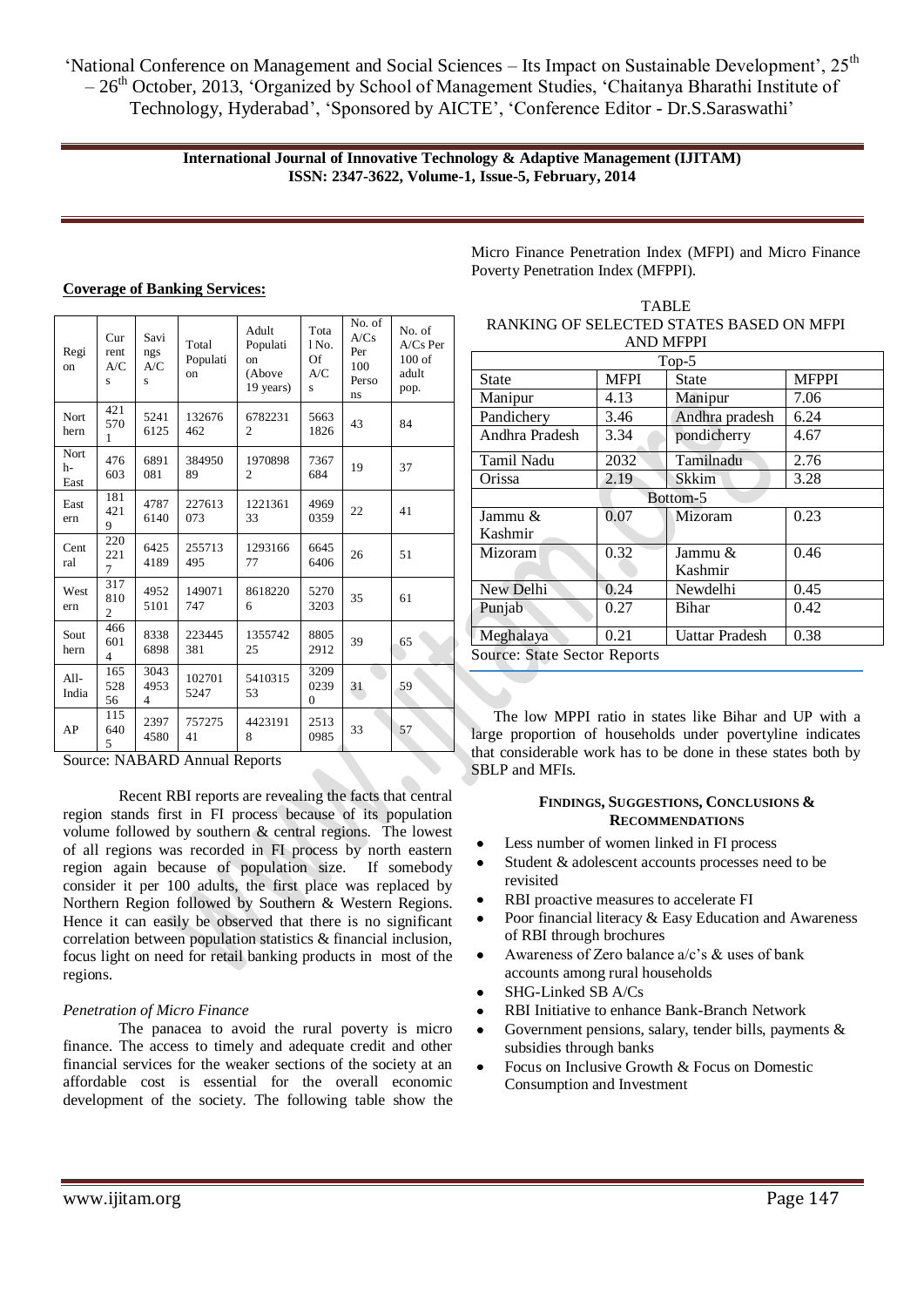**Coverage of Banking Services:**

| Region | Current A/Cs | Savings A/Cs | Total Population | Adult Population (Above 19 years) | Total No. Of A/Cs | No. of A/Cs Per 100 Persons | No. of A/Cs Per 100 of adult pop. |
|---|---|---|---|---|---|---|---|
| Northern | 4215701 | 52416125 | 132676462 | 67822312 | 56631826 | 43 | 84 |
| North-East | 476603 | 6891081 | 38495089 | 19708982 | 7367684 | 19 | 37 |
| Eastern | 1814219 | 47876140 | 227613073 | 122136133 | 49690359 | 22 | 41 |
| Central | 2202217 | 64254189 | 255713495 | 129316677 | 66456406 | 26 | 51 |
| Western | 3178102 | 49525101 | 149071747 | 86182206 | 52703203 | 35 | 61 |
| Southern | 4666014 | 83386898 | 223445381 | 135574225 | 88052912 | 39 | 65 |
| All-India | 16552856 | 304349534 | 1027015247 | 541031553 | 320902390 | 31 | 59 |
| AP | 1156405 | 23974580 | 75727541 | 44231918 | 25130985 | 33 | 57 |

Source: NABARD Annual Reports

Recent RBI reports are revealing the facts that central region stands first in FI process because of its population volume followed by southern & central regions. The lowest of all regions was recorded in FI process by north eastern region again because of population size. If somebody consider it per 100 adults, the first place was replaced by Northern Region followed by Southern & Western Regions. Hence it can easily be observed that there is no significant correlation between population statistics & financial inclusion, focus light on need for retail banking products in most of the regions.

*Penetration of Micro Finance*

The panacea to avoid the rural poverty is micro finance. The access to timely and adequate credit and other financial services for the weaker sections of the society at an affordable cost is essential for the overall economic development of the society. The following table show the Micro Finance Penetration Index (MFPI) and Micro Finance Poverty Penetration Index (MFPPI).

TABLE
RANKING OF SELECTED STATES BASED ON MFPI AND MFPPI

| State | MFPI | State | MFPPI |
|---|---|---|---|
| Top-5 | | | |
| Manipur | 4.13 | Manipur | 7.06 |
| Pandichery | 3.46 | Andhra pradesh | 6.24 |
| Andhra Pradesh | 3.34 | pondicherry | 4.67 |
| Tamil Nadu | 2032 | Tamilnadu | 2.76 |
| Orissa | 2.19 | Skkim | 3.28 |
| Bottom-5 | | | |
| Jammu & Kashmir | 0.07 | Mizoram | 0.23 |
| Mizoram | 0.32 | Jammu & Kashmir | 0.46 |
| New Delhi | 0.24 | Newdelhi | 0.45 |
| Punjab | 0.27 | Bihar | 0.42 |
| Meghalaya | 0.21 | Uattar Pradesh | 0.38 |

Source: State Sector Reports

The low MPPI ratio in states like Bihar and UP with a large proportion of households under povertyline indicates that considerable work has to be done in these states both by SBLP and MFIs.

## FINDINGS, SUGGESTIONS, CONCLUSIONS & RECOMMENDATIONS

- Less number of women linked in FI process
- Student & adolescent accounts processes need to be revisited
- RBI proactive measures to accelerate FI
- Poor financial literacy & Easy Education and Awareness of RBI through brochures
- Awareness of Zero balance a/c's & uses of bank accounts among rural households
- SHG-Linked SB A/Cs
- RBI Initiative to enhance Bank-Branch Network
- Government pensions, salary, tender bills, payments & subsidies through banks
- Focus on Inclusive Growth & Focus on Domestic Consumption and Investment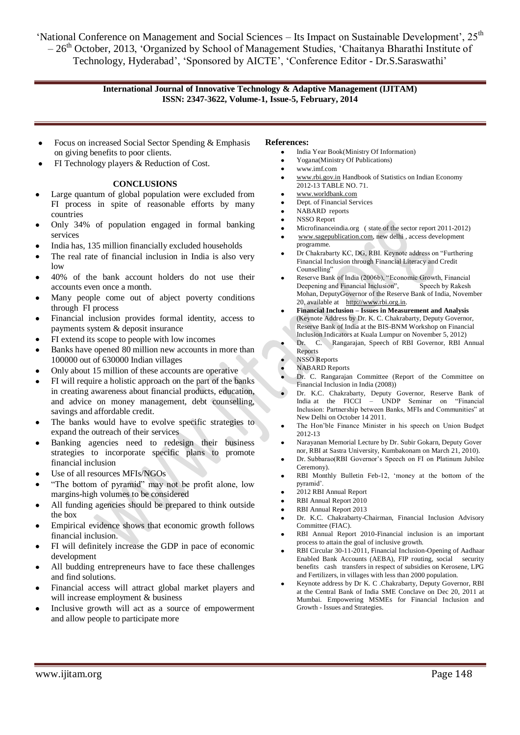- Focus on increased Social Sector Spending & Emphasis on giving benefits to poor clients.
- FI Technology players & Reduction of Cost.

## CONCLUSIONS

- Large quantum of global population were excluded from FI process in spite of reasonable efforts by many countries
- Only 34% of population engaged in formal banking services
- India has, 135 million financially excluded households
- The real rate of financial inclusion in India is also very low
- 40% of the bank account holders do not use their accounts even once a month.
- Many people come out of abject poverty conditions through FI process
- Financial inclusion provides formal identity, access to payments system & deposit insurance
- FI extend its scope to people with low incomes
- Banks have opened 80 million new accounts in more than 100000 out of 630000 Indian villages
- Only about 15 million of these accounts are operative
- FI will require a holistic approach on the part of the banks in creating awareness about financial products, education, and advice on money management, debt counselling, savings and affordable credit.
- The banks would have to evolve specific strategies to expand the outreach of their services
- Banking agencies need to redesign their business strategies to incorporate specific plans to promote financial inclusion
- Use of all resources MFIs/NGOs
- "The bottom of pyramid" may not be profit alone, low margins-high volumes to be considered
- All funding agencies should be prepared to think outside the box
- Empirical evidence shows that economic growth follows financial inclusion.
- FI will definitely increase the GDP in pace of economic development
- All budding entrepreneurs have to face these challenges and find solutions.
- Financial access will attract global market players and will increase employment & business
- Inclusive growth will act as a source of empowerment and allow people to participate more

**References:**

- India Year Book(Ministry Of Information)
- Yogana(Ministry Of Publications)
- www.imf.com
- www.rbi.gov.in Handbook of Statistics on Indian Economy 2012-13 TABLE NO. 71.
- www.worldbank.com
- Dept. of Financial Services
- NABARD reports
- NSSO Report
- Microfinanceindia.org ( state of the sector report 2011-2012)
- www.sagepublication.com, new delhi , access development programme.
- Dr Chakrabarty KC, DG, RBI. Keynote address on "Furthering Financial Inclusion through Financial Literacy and Credit Counselling"
- Reserve Bank of India (2006b), "Economic Growth, Financial Deepening and Financial Inclusion", Speech by Rakesh Mohan, DeputyGovernor of the Reserve Bank of India, November 20, available at http://www.rbi.org.in.
- **Financial Inclusion – Issues in Measurement and Analysis** (Keynote Address by Dr. K. C. Chakrabarty, Deputy Governor, Reserve Bank of India at the BIS-BNM Workshop on Financial Inclusion Indicators at Kuala Lumpur on November 5, 2012)
- Dr. C. Rangarajan, Speech of RBI Governor, RBI Annual Reports
- NSSO Reports
- NABARD Reports
- Dr. C. Rangarajan Committee (Report of the Committee on Financial Inclusion in India (2008))
- Dr. K.C. Chakrabarty, Deputy Governor, Reserve Bank of India at the FICCI – UNDP Seminar on "Financial Inclusion: Partnership between Banks, MFIs and Communities" at New Delhi on October 14 2011.
- The Hon'ble Finance Minister in his speech on Union Budget 2012-13
- Narayanan Memorial Lecture by Dr. Subir Gokarn, Deputy Gover nor, RBI at Sastra University, Kumbakonam on March 21, 2010).
- Dr. Subbarao(RBI Governor's Speech on FI on Platinum Jubilee Ceremony).
- RBI Monthly Bulletin Feb-12, 'money at the bottom of the pyramid'.
- 2012 RBI Annual Report
- RBI Annual Report 2010
- RBI Annual Report 2013
- Dr. K.C. Chakrabarty-Chairman, Financial Inclusion Advisory Committee (FIAC).
- RBI Annual Report 2010-Financial inclusion is an important process to attain the goal of inclusive growth.
- RBI Circular 30-11-2011, Financial Inclusion-Opening of Aadhaar Enabled Bank Accounts (AEBA), FIP routing, social security benefits cash transfers in respect of subsidies on Kerosene, LPG and Fertilizers, in villages with less than 2000 population.
- Keynote address by Dr K. C .Chakrabarty, Deputy Governor, RBI at the Central Bank of India SME Conclave on Dec 20, 2011 at Mumbai. Empowering MSMEs for Financial Inclusion and Growth - Issues and Strategies.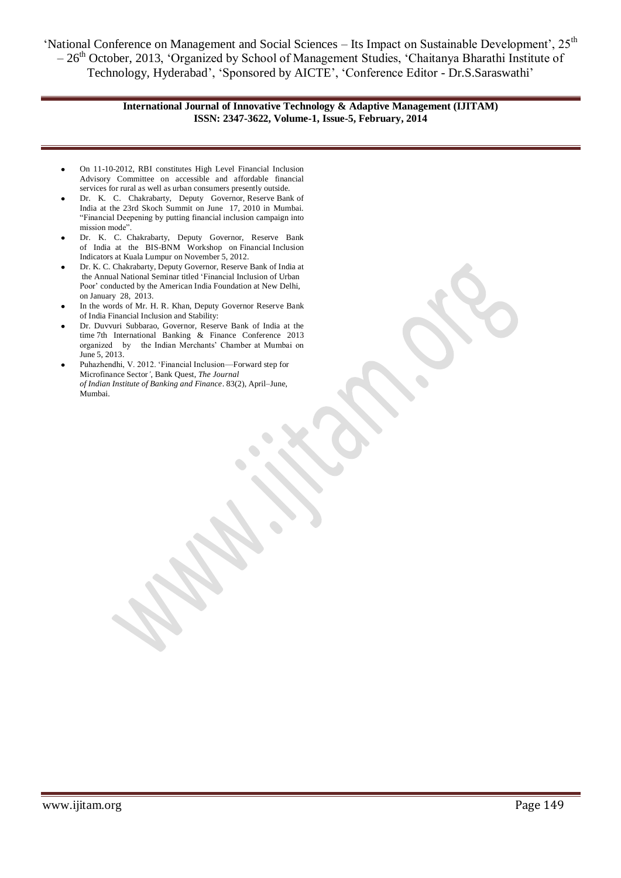- On 11-10-2012, RBI constitutes High Level Financial Inclusion Advisory Committee on accessible and affordable financial services for rural as well as urban consumers presently outside.
- Dr. K. C. Chakrabarty, Deputy Governor, Reserve Bank of India at the 23rd Skoch Summit on June 17, 2010 in Mumbai. "Financial Deepening by putting financial inclusion campaign into mission mode".
- Dr. K. C. Chakrabarty, Deputy Governor, Reserve Bank of India at the BIS-BNM Workshop on Financial Inclusion Indicators at Kuala Lumpur on November 5, 2012.
- Dr. K. C. Chakrabarty, Deputy Governor, Reserve Bank of India at the Annual National Seminar titled 'Financial Inclusion of Urban Poor' conducted by the American India Foundation at New Delhi, on January 28, 2013.
- In the words of Mr. H. R. Khan, Deputy Governor Reserve Bank of India Financial Inclusion and Stability:
- Dr. Duvvuri Subbarao, Governor, Reserve Bank of India at the time 7th International Banking & Finance Conference 2013 organized by the Indian Merchants' Chamber at Mumbai on June 5, 2013.
- Puhazhendhi, V. 2012. 'Financial Inclusion—Forward step for Microfinance Sector', Bank Quest, *The Journal of Indian Institute of Banking and Finance*. 83(2), April–June, Mumbai.